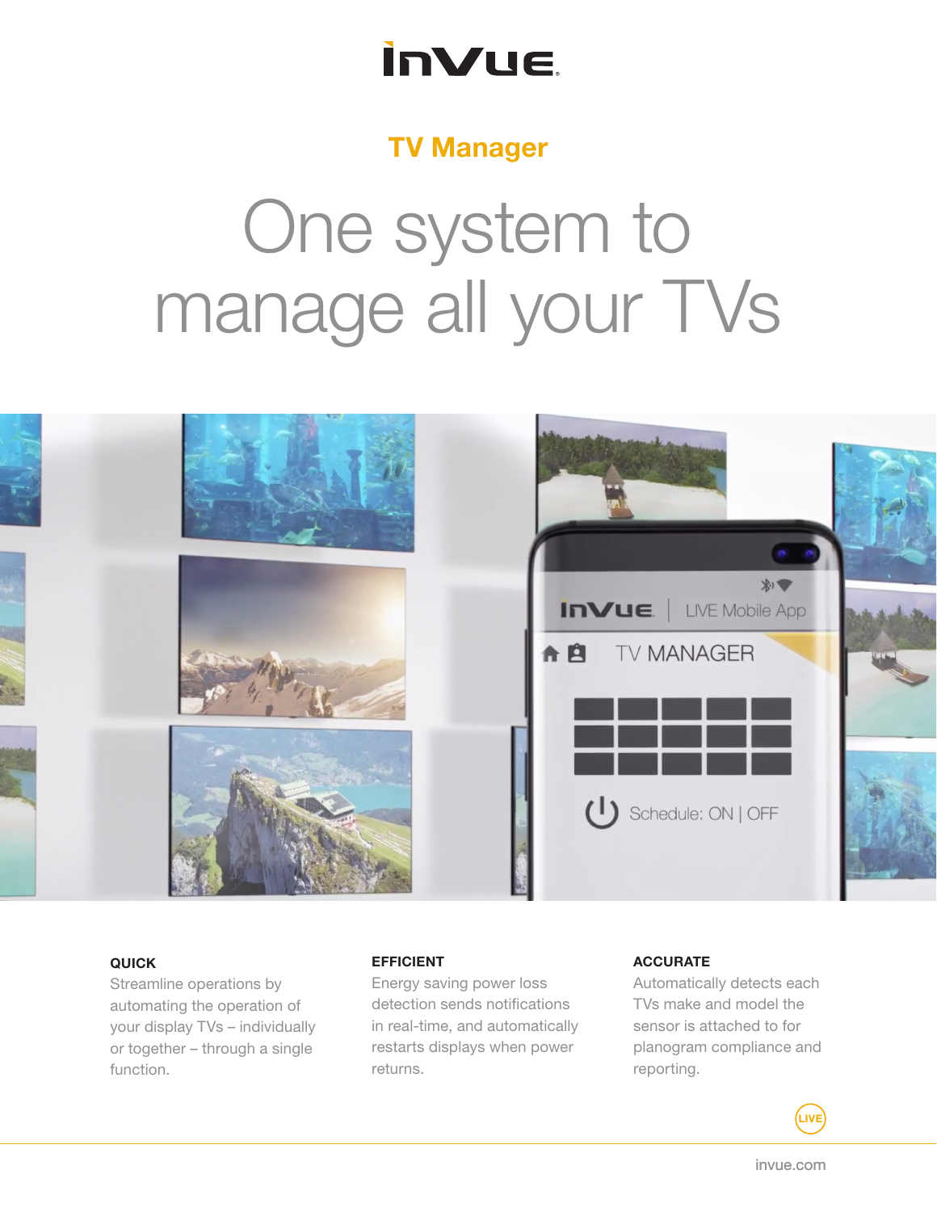InVue

## TV Manager

# One system to manage all your TVs

### QUICK

Streamline operations by automating the operation of your display TVs – individually or together – through a single function.

### EFFICIENT

Energy saving power loss detection sends notifications in real-time, and automatically restarts displays when power returns.

### ACCURATE

Automatically detects each TVs make and model the sensor is attached to for planogram compliance and reporting.

LIVE

invue.com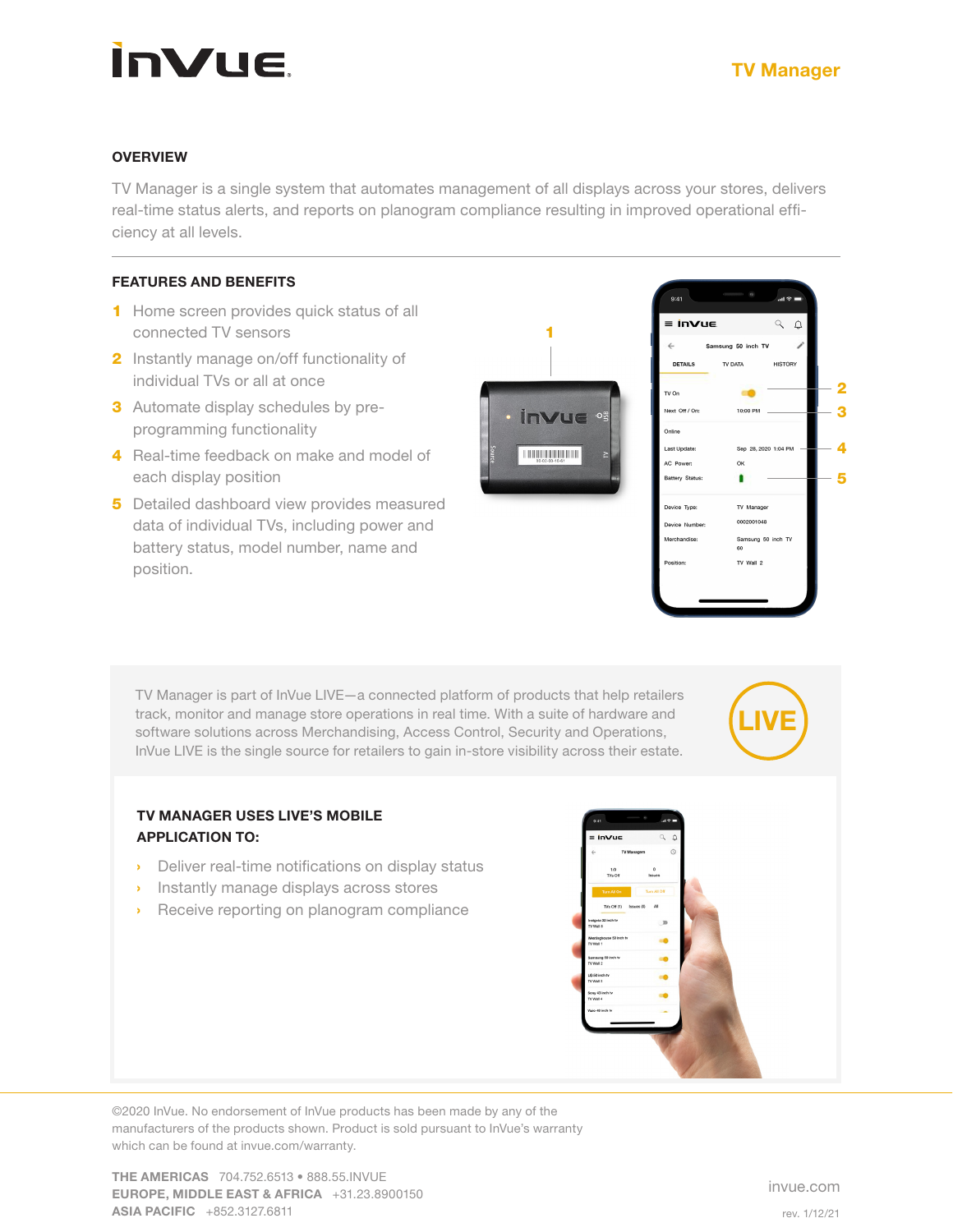# InVue

## TV Manager

### OVERVIEW

TV Manager is a single system that automates management of all displays across your stores, delivers real-time status alerts, and reports on planogram compliance resulting in improved operational efficiency at all levels.

### FEATURES AND BENEFITS

1. Home screen provides quick status of all connected TV sensors
2. Instantly manage on/off functionality of individual TVs or all at once
3. Automate display schedules by pre-programming functionality
4. Real-time feedback on make and model of each display position
5. Detailed dashboard view provides measured data of individual TVs, including power and battery status, model number, name and position.

TV Manager is part of InVue LIVE—a connected platform of products that help retailers track, monitor and manage store operations in real time. With a suite of hardware and software solutions across Merchandising, Access Control, Security and Operations, InVue LIVE is the single source for retailers to gain in-store visibility across their estate.

### TV MANAGER USES LIVE'S MOBILE APPLICATION TO:

- Deliver real-time notifications on display status
- Instantly manage displays across stores
- Receive reporting on planogram compliance

©2020 InVue. No endorsement of InVue products has been made by any of the manufacturers of the products shown. Product is sold pursuant to InVue's warranty which can be found at invue.com/warranty.

**THE AMERICAS** 704.752.6513 • 888.55.INVUE
**EUROPE, MIDDLE EAST & AFRICA** +31.23.8900150
**ASIA PACIFIC** +852.3127.6811

invue.com

rev. 1/12/21